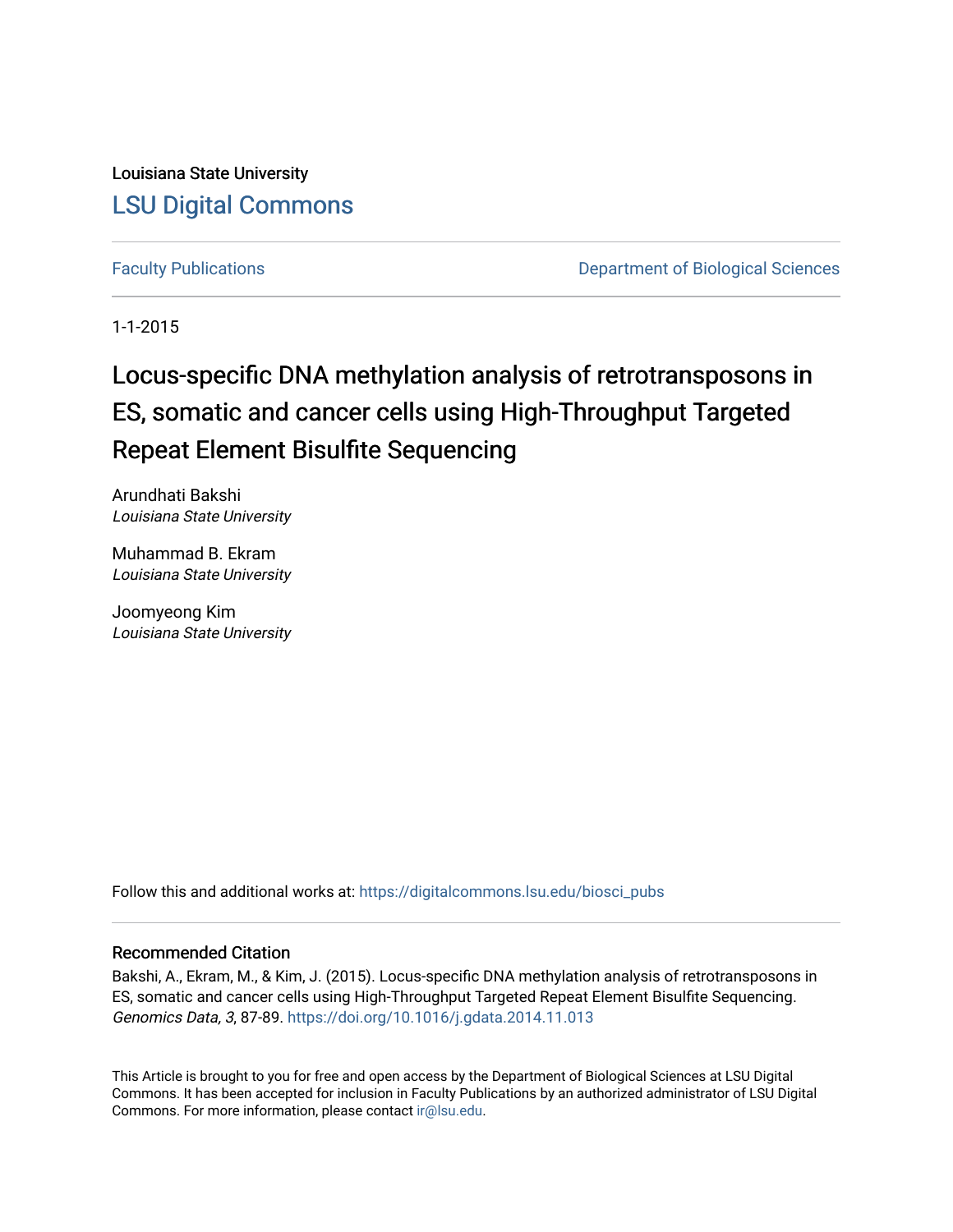Louisiana State University

# LSU Digital Commons

Faculty Publications

Department of Biological Sciences

1-1-2015

# Locus-specific DNA methylation analysis of retrotransposons in ES, somatic and cancer cells using High-Throughput Targeted Repeat Element Bisulfite Sequencing

Arundhati Bakshi
*Louisiana State University*

Muhammad B. Ekram
*Louisiana State University*

Joomyeong Kim
*Louisiana State University*

Follow this and additional works at: https://digitalcommons.lsu.edu/biosci_pubs

## Recommended Citation

Bakshi, A., Ekram, M., & Kim, J. (2015). Locus-specific DNA methylation analysis of retrotransposons in ES, somatic and cancer cells using High-Throughput Targeted Repeat Element Bisulfite Sequencing. *Genomics Data, 3*, 87-89. https://doi.org/10.1016/j.gdata.2014.11.013

This Article is brought to you for free and open access by the Department of Biological Sciences at LSU Digital Commons. It has been accepted for inclusion in Faculty Publications by an authorized administrator of LSU Digital Commons. For more information, please contact ir@lsu.edu.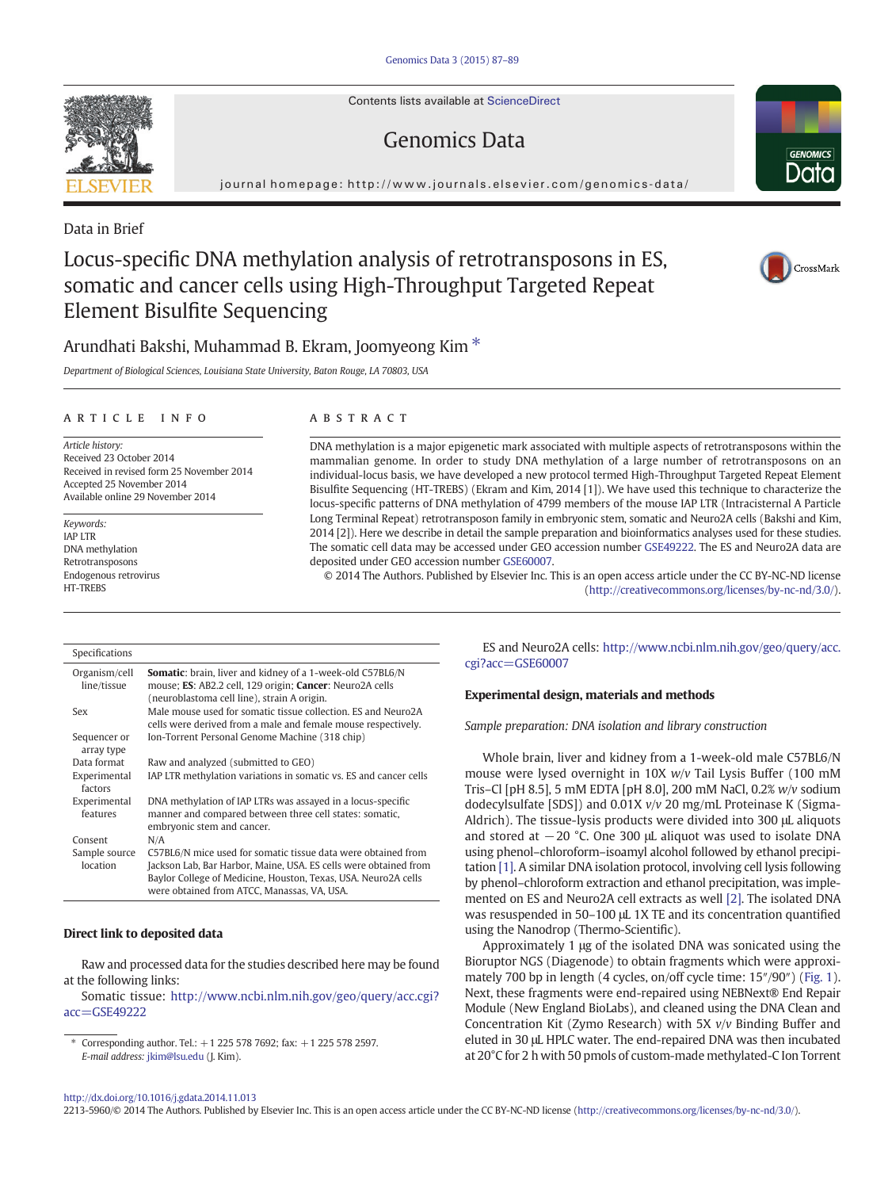Data in Brief

# Locus-specific DNA methylation analysis of retrotransposons in ES, somatic and cancer cells using High-Throughput Targeted Repeat Element Bisulfite Sequencing

Arundhati Bakshi, Muhammad B. Ekram, Joomyeong Kim *

*Department of Biological Sciences, Louisiana State University, Baton Rouge, LA 70803, USA*

## ARTICLE INFO

*Article history:*
Received 23 October 2014
Received in revised form 25 November 2014
Accepted 25 November 2014
Available online 29 November 2014

*Keywords:*
IAP LTR
DNA methylation
Retrotransposons
Endogenous retrovirus
HT-TREBS

## ABSTRACT

DNA methylation is a major epigenetic mark associated with multiple aspects of retrotransposons within the mammalian genome. In order to study DNA methylation of a large number of retrotransposons on an individual-locus basis, we have developed a new protocol termed High-Throughput Targeted Repeat Element Bisulfite Sequencing (HT-TREBS) (Ekram and Kim, 2014 [1]). We have used this technique to characterize the locus-specific patterns of DNA methylation of 4799 members of the mouse IAP LTR (Intracisternal A Particle Long Terminal Repeat) retrotransposon family in embryonic stem, somatic and Neuro2A cells (Bakshi and Kim, 2014 [2]). Here we describe in detail the sample preparation and bioinformatics analyses used for these studies. The somatic cell data may be accessed under GEO accession number GSE49222. The ES and Neuro2A data are deposited under GEO accession number GSE60007.

© 2014 The Authors. Published by Elsevier Inc. This is an open access article under the CC BY-NC-ND license (http://creativecommons.org/licenses/by-nc-nd/3.0/).

| Specifications | |
|---|---|
| Organism/cell line/tissue | **Somatic**: brain, liver and kidney of a 1-week-old C57BL6/N mouse; **ES**: AB2.2 cell, 129 origin; **Cancer**: Neuro2A cells (neuroblastoma cell line), strain A origin. |
| Sex | Male mouse used for somatic tissue collection. ES and Neuro2A cells were derived from a male and female mouse respectively. |
| Sequencer or array type | Ion-Torrent Personal Genome Machine (318 chip) |
| Data format | Raw and analyzed (submitted to GEO) |
| Experimental factors | IAP LTR methylation variations in somatic vs. ES and cancer cells |
| Experimental features | DNA methylation of IAP LTRs was assayed in a locus-specific manner and compared between three cell states: somatic, embryonic stem and cancer. |
| Consent | N/A |
| Sample source location | C57BL6/N mice used for somatic tissue data were obtained from Jackson Lab, Bar Harbor, Maine, USA. ES cells were obtained from Baylor College of Medicine, Houston, Texas, USA. Neuro2A cells were obtained from ATCC, Manassas, VA, USA. |

## Direct link to deposited data

Raw and processed data for the studies described here may be found at the following links:

Somatic tissue: http://www.ncbi.nlm.nih.gov/geo/query/acc.cgi?acc=GSE49222

ES and Neuro2A cells: http://www.ncbi.nlm.nih.gov/geo/query/acc.cgi?acc=GSE60007

## Experimental design, materials and methods

### *Sample preparation: DNA isolation and library construction*

Whole brain, liver and kidney from a 1-week-old male C57BL6/N mouse were lysed overnight in 10X *w/v* Tail Lysis Buffer (100 mM Tris–Cl [pH 8.5], 5 mM EDTA [pH 8.0], 200 mM NaCl, 0.2% *w/v* sodium dodecylsulfate [SDS]) and 0.01X *v/v* 20 mg/mL Proteinase K (Sigma-Aldrich). The tissue-lysis products were divided into 300 μL aliquots and stored at −20 °C. One 300 μL aliquot was used to isolate DNA using phenol–chloroform–isoamyl alcohol followed by ethanol precipitation [1]. A similar DNA isolation protocol, involving cell lysis following by phenol–chloroform extraction and ethanol precipitation, was implemented on ES and Neuro2A cell extracts as well [2]. The isolated DNA was resuspended in 50–100 μL 1X TE and its concentration quantified using the Nanodrop (Thermo-Scientific).

Approximately 1 μg of the isolated DNA was sonicated using the Bioruptor NGS (Diagenode) to obtain fragments which were approximately 700 bp in length (4 cycles, on/off cycle time: 15″/90″) (Fig. 1). Next, these fragments were end-repaired using NEBNext® End Repair Module (New England BioLabs), and cleaned using the DNA Clean and Concentration Kit (Zymo Research) with 5X *v/v* Binding Buffer and eluted in 30 μL HPLC water. The end-repaired DNA was then incubated at 20°C for 2 h with 50 pmols of custom-made methylated-C Ion Torrent

* Corresponding author. Tel.: +1 225 578 7692; fax: +1 225 578 2597.
*E-mail address:* jkim@lsu.edu (J. Kim).

http://dx.doi.org/10.1016/j.gdata.2014.11.013
2213-5960/© 2014 The Authors. Published by Elsevier Inc. This is an open access article under the CC BY-NC-ND license (http://creativecommons.org/licenses/by-nc-nd/3.0/).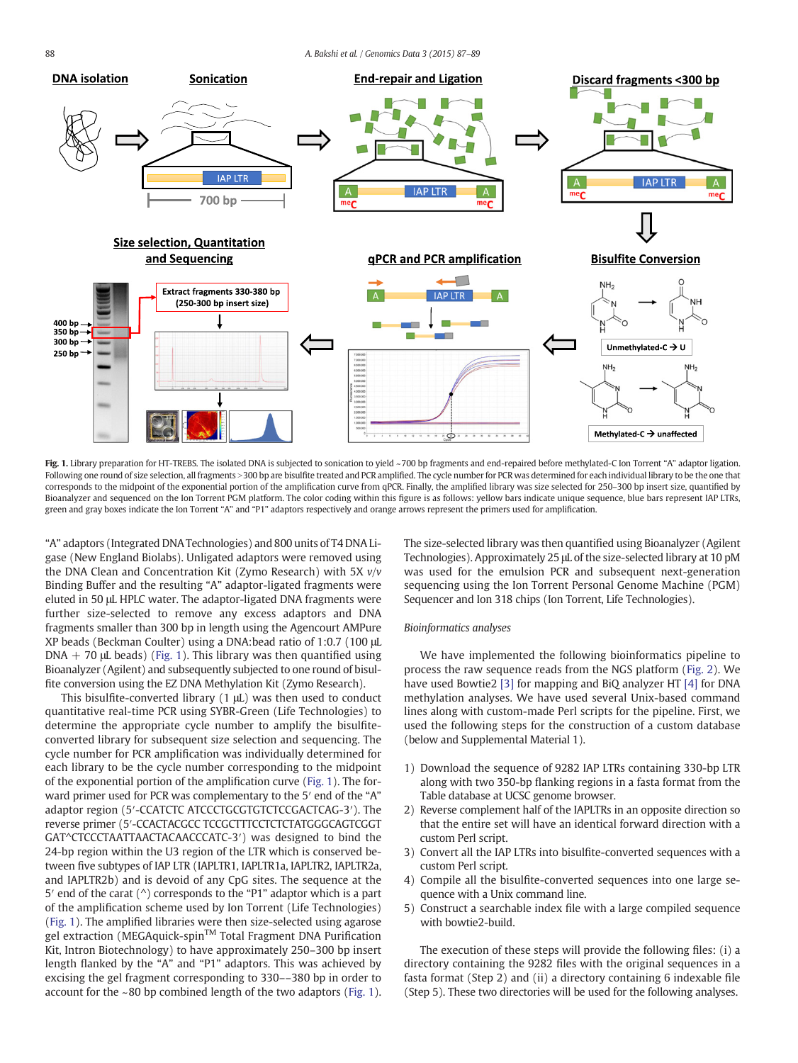Fig. 1. Library preparation for HT-TREBS. The isolated DNA is subjected to sonication to yield ~700 bp fragments and end-repaired before methylated-C Ion Torrent "A" adaptor ligation. Following one round of size selection, all fragments >300 bp are bisulfite treated and PCR amplified. The cycle number for PCR was determined for each individual library to be the one that corresponds to the midpoint of the exponential portion of the amplification curve from qPCR. Finally, the amplified library was size selected for 250–300 bp insert size, quantified by Bioanalyzer and sequenced on the Ion Torrent PGM platform. The color coding within this figure is as follows: yellow bars indicate unique sequence, blue bars represent IAP LTRs, green and gray boxes indicate the Ion Torrent "A" and "P1" adaptors respectively and orange arrows represent the primers used for amplification.

"A" adaptors (Integrated DNA Technologies) and 800 units of T4 DNA Ligase (New England Biolabs). Unligated adaptors were removed using the DNA Clean and Concentration Kit (Zymo Research) with 5X *v*/*v* Binding Buffer and the resulting "A" adaptor-ligated fragments were eluted in 50 μL HPLC water. The adaptor-ligated DNA fragments were further size-selected to remove any excess adaptors and DNA fragments smaller than 300 bp in length using the Agencourt AMPure XP beads (Beckman Coulter) using a DNA:bead ratio of 1:0.7 (100 μL DNA + 70 μL beads) (Fig. 1). This library was then quantified using Bioanalyzer (Agilent) and subsequently subjected to one round of bisulfite conversion using the EZ DNA Methylation Kit (Zymo Research).

This bisulfite-converted library (1 μL) was then used to conduct quantitative real-time PCR using SYBR-Green (Life Technologies) to determine the appropriate cycle number to amplify the bisulfite-converted library for subsequent size selection and sequencing. The cycle number for PCR amplification was individually determined for each library to be the cycle number corresponding to the midpoint of the exponential portion of the amplification curve (Fig. 1). The forward primer used for PCR was complementary to the 5′ end of the "A" adaptor region (5′-CCATCTC ATCCCTGCGTGTCTCCGACTCAG-3′). The reverse primer (5′-CCACTACGCC TCCGCTTTCCTCTCTATGGGCAGTCGGT GAT^CTCCCTAATTAACTACAACCCATC-3′) was designed to bind the 24-bp region within the U3 region of the LTR which is conserved between five subtypes of IAP LTR (IAPLTR1, IAPLTR1a, IAPLTR2, IAPLTR2a, and IAPLTR2b) and is devoid of any CpG sites. The sequence at the 5′ end of the carat (^) corresponds to the "P1" adaptor which is a part of the amplification scheme used by Ion Torrent (Life Technologies) (Fig. 1). The amplified libraries were then size-selected using agarose gel extraction (MEGAquick-spin™ Total Fragment DNA Purification Kit, Intron Biotechnology) to have approximately 250–300 bp insert length flanked by the "A" and "P1" adaptors. This was achieved by excising the gel fragment corresponding to 330––380 bp in order to account for the ~80 bp combined length of the two adaptors (Fig. 1).

The size-selected library was then quantified using Bioanalyzer (Agilent Technologies). Approximately 25 μL of the size-selected library at 10 pM was used for the emulsion PCR and subsequent next-generation sequencing using the Ion Torrent Personal Genome Machine (PGM) Sequencer and Ion 318 chips (Ion Torrent, Life Technologies).

*Bioinformatics analyses*

We have implemented the following bioinformatics pipeline to process the raw sequence reads from the NGS platform (Fig. 2). We have used Bowtie2 [3] for mapping and BiQ analyzer HT [4] for DNA methylation analyses. We have used several Unix-based command lines along with custom-made Perl scripts for the pipeline. First, we used the following steps for the construction of a custom database (below and Supplemental Material 1).

1) Download the sequence of 9282 IAP LTRs containing 330-bp LTR along with two 350-bp flanking regions in a fasta format from the Table database at UCSC genome browser.
2) Reverse complement half of the IAPLTRs in an opposite direction so that the entire set will have an identical forward direction with a custom Perl script.
3) Convert all the IAP LTRs into bisulfite-converted sequences with a custom Perl script.
4) Compile all the bisulfite-converted sequences into one large sequence with a Unix command line.
5) Construct a searchable index file with a large compiled sequence with bowtie2-build.

The execution of these steps will provide the following files: (i) a directory containing the 9282 files with the original sequences in a fasta format (Step 2) and (ii) a directory containing 6 indexable file (Step 5). These two directories will be used for the following analyses.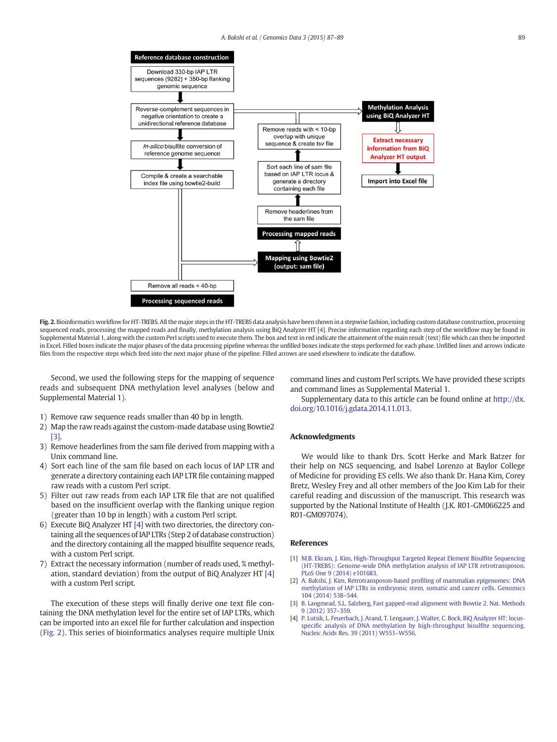Reference database construction

Download 330-bp IAP LTR sequences (9282) + 350-bp flanking genomic sequence

Reverse-complement sequences in negative orientation to create a unidirectional reference database

*In-silico* bisulfite conversion of reference genome sequence

Compile & create a searchable index file using bowtie2-build

Remove all reads < 40-bp

Processing sequenced reads

Mapping using Bowtie2 (output: sam file)

Processing mapped reads

Remove headerlines from the sam file

Sort each line of sam file based on IAP LTR locus & generate a directory containing each file

Remove reads with < 10-bp overlap with unique sequence & create tsv file

Methylation Analysis using BiQ Analyzer HT

Extract necessary information from BiQ Analyzer HT output

Import into Excel file

**Fig. 2.** Bioinformatics workflow for HT-TREBS. All the major steps in the HT-TREBS data analysis have been shown in a stepwise fashion, including custom database construction, processing sequenced reads, processing the mapped reads and finally, methylation analysis using BiQ Analyzer HT [4]. Precise information regarding each step of the workflow may be found in Supplemental Material 1, along with the custom Perl scripts used to execute them. The box and text in red indicate the attainment of the main result (text) file which can then be imported in Excel. Filled boxes indicate the major phases of the data processing pipeline whereas the unfilled boxes indicate the steps performed for each phase. Unfilled lines and arrows indicate files from the respective steps which feed into the next major phase of the pipeline. Filled arrows are used elsewhere to indicate the dataflow.

Second, we used the following steps for the mapping of sequence reads and subsequent DNA methylation level analyses (below and Supplemental Material 1).

1) Remove raw sequence reads smaller than 40 bp in length.
2) Map the raw reads against the custom-made database using Bowtie2 [3].
3) Remove headerlines from the sam file derived from mapping with a Unix command line.
4) Sort each line of the sam file based on each locus of IAP LTR and generate a directory containing each IAP LTR file containing mapped raw reads with a custom Perl script.
5) Filter out raw reads from each IAP LTR file that are not qualified based on the insufficient overlap with the flanking unique region (greater than 10 bp in length) with a custom Perl script.
6) Execute BiQ Analyzer HT [4] with two directories, the directory containing all the sequences of IAP LTRs (Step 2 of database construction) and the directory containing all the mapped bisulfite sequence reads, with a custom Perl script.
7) Extract the necessary information (number of reads used, % methylation, standard deviation) from the output of BiQ Analyzer HT [4] with a custom Perl script.

The execution of these steps will finally derive one text file containing the DNA methylation level for the entire set of IAP LTRs, which can be imported into an excel file for further calculation and inspection (Fig. 2). This series of bioinformatics analyses require multiple Unix command lines and custom Perl scripts. We have provided these scripts and command lines as Supplemental Material 1.

Supplementary data to this article can be found online at http://dx.doi.org/10.1016/j.gdata.2014.11.013.

## Acknowledgments

We would like to thank Drs. Scott Herke and Mark Batzer for their help on NGS sequencing, and Isabel Lorenzo at Baylor College of Medicine for providing ES cells. We also thank Dr. Hana Kim, Corey Bretz, Wesley Frey and all other members of the Joo Kim Lab for their careful reading and discussion of the manuscript. This research was supported by the National Institute of Health (J.K. R01-GM066225 and R01-GM097074).

## References

[1] M.B. Ekram, J. Kim, High-Throughput Targeted Repeat Element Bisulfite Sequencing (HT-TREBS): Genome-wide DNA methylation analysis of IAP LTR retrotransposon. PLoS One 9 (2014) e101683.

[2] A. Bakshi, J. Kim, Retrotransposon-based profiling of mammalian epigenomes: DNA methylation of IAP LTRs in embryonic stem, somatic and cancer cells. Genomics 104 (2014) 538–544.

[3] B. Langmead, S.L. Salzberg, Fast gapped-read alignment with Bowtie 2. Nat. Methods 9 (2012) 357–359.

[4] P. Lutsik, L. Feuerbach, J. Arand, T. Lengauer, J. Walter, C. Bock, BiQ Analyzer HT: locus-specific analysis of DNA methylation by high-throughput bisulfite sequencing. Nucleic Acids Res. 39 (2011) W551–W556.